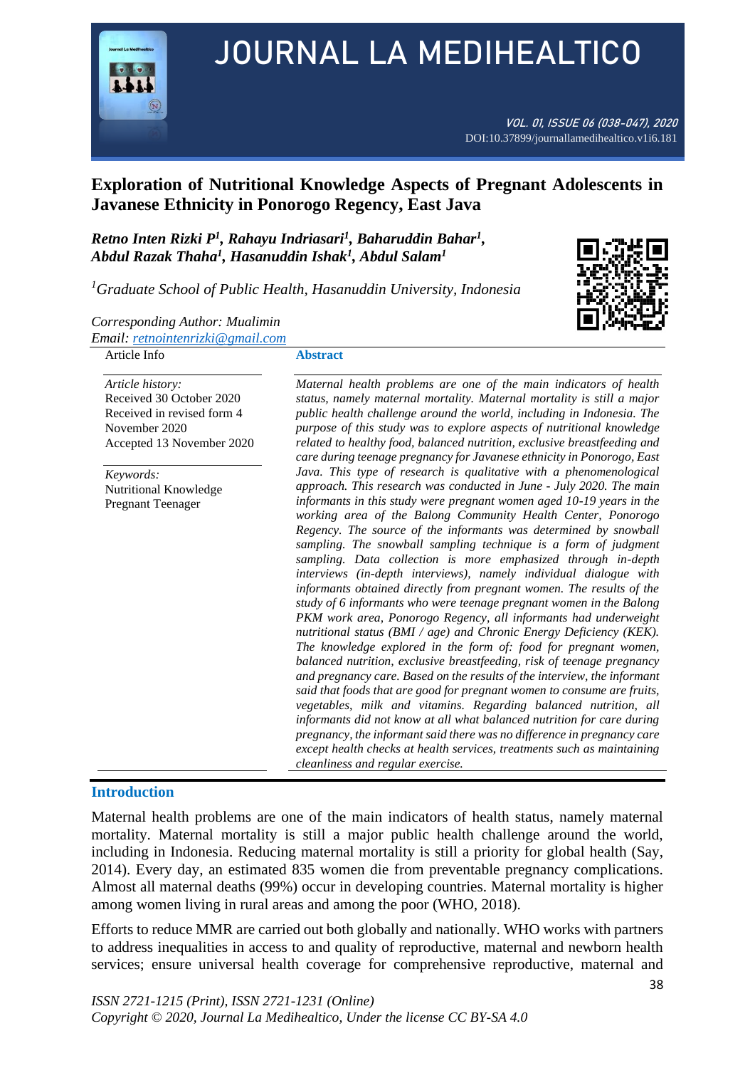# Exploration of Nutritional Knowledge Aspects of Pregnant Adolescents in Javanese Ethnicity in Ponorogo Regency, East Java

***Retno Inten Rizki P[1], Rahayu Indriasari[1], Baharuddin Bahar[1], Abdul Razak Thaha[1], Hasanuddin Ishak[1], Abdul Salam[1]***

*[1]Graduate School of Public Health, Hasanuddin University, Indonesia*

*Corresponding Author: Mualimin*
*Email: retnointenrizki@gmail.com*

| Article Info | Abstract |
|---|---|
| *Article history:* Received 30 October 2020 Received in revised form 4 November 2020 Accepted 13 November 2020 *Keywords:* Nutritional Knowledge Pregnant Teenager | *Maternal health problems are one of the main indicators of health status, namely maternal mortality. Maternal mortality is still a major public health challenge around the world, including in Indonesia. The purpose of this study was to explore aspects of nutritional knowledge related to healthy food, balanced nutrition, exclusive breastfeeding and care during teenage pregnancy for Javanese ethnicity in Ponorogo, East Java. This type of research is qualitative with a phenomenological approach. This research was conducted in June - July 2020. The main informants in this study were pregnant women aged 10-19 years in the working area of the Balong Community Health Center, Ponorogo Regency. The source of the informants was determined by snowball sampling. The snowball sampling technique is a form of judgment sampling. Data collection is more emphasized through in-depth interviews (in-depth interviews), namely individual dialogue with informants obtained directly from pregnant women. The results of the study of 6 informants who were teenage pregnant women in the Balong PKM work area, Ponorogo Regency, all informants had underweight nutritional status (BMI / age) and Chronic Energy Deficiency (KEK). The knowledge explored in the form of: food for pregnant women, balanced nutrition, exclusive breastfeeding, risk of teenage pregnancy and pregnancy care. Based on the results of the interview, the informant said that foods that are good for pregnant women to consume are fruits, vegetables, milk and vitamins. Regarding balanced nutrition, all informants did not know at all what balanced nutrition for care during pregnancy, the informant said there was no difference in pregnancy care except health checks at health services, treatments such as maintaining cleanliness and regular exercise.* |

## Introduction

Maternal health problems are one of the main indicators of health status, namely maternal mortality. Maternal mortality is still a major public health challenge around the world, including in Indonesia. Reducing maternal mortality is still a priority for global health (Say, 2014). Every day, an estimated 835 women die from preventable pregnancy complications. Almost all maternal deaths (99%) occur in developing countries. Maternal mortality is higher among women living in rural areas and among the poor (WHO, 2018).

Efforts to reduce MMR are carried out both globally and nationally. WHO works with partners to address inequalities in access to and quality of reproductive, maternal and newborn health services; ensure universal health coverage for comprehensive reproductive, maternal and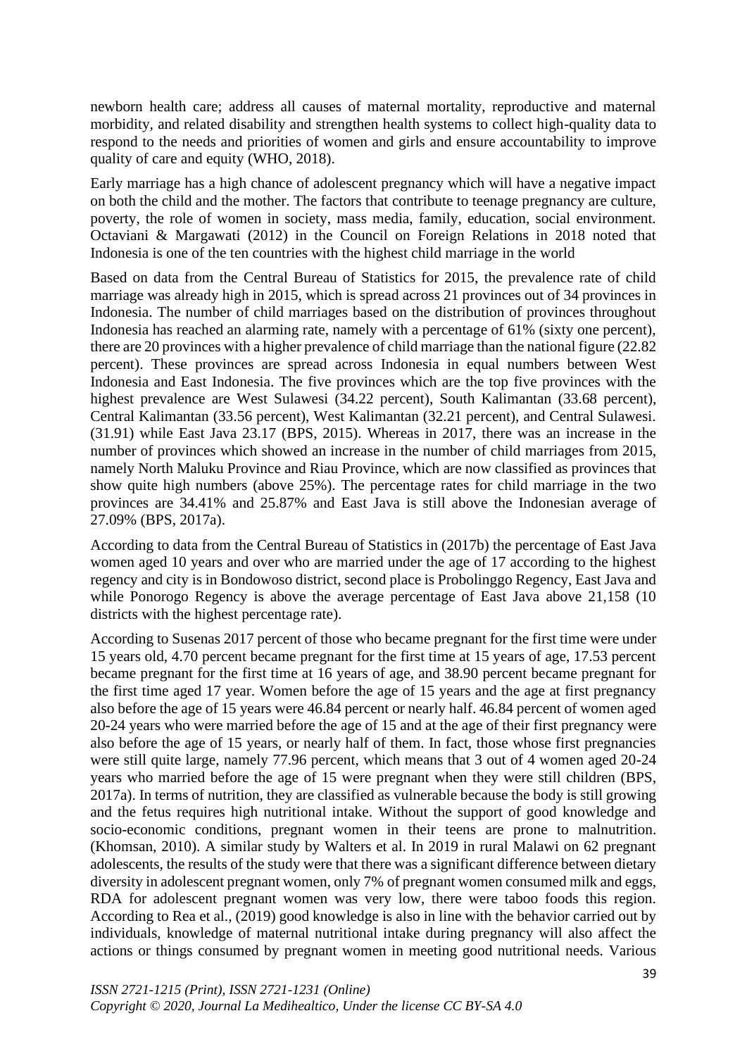newborn health care; address all causes of maternal mortality, reproductive and maternal morbidity, and related disability and strengthen health systems to collect high-quality data to respond to the needs and priorities of women and girls and ensure accountability to improve quality of care and equity (WHO, 2018).

Early marriage has a high chance of adolescent pregnancy which will have a negative impact on both the child and the mother. The factors that contribute to teenage pregnancy are culture, poverty, the role of women in society, mass media, family, education, social environment. Octaviani & Margawati (2012) in the Council on Foreign Relations in 2018 noted that Indonesia is one of the ten countries with the highest child marriage in the world

Based on data from the Central Bureau of Statistics for 2015, the prevalence rate of child marriage was already high in 2015, which is spread across 21 provinces out of 34 provinces in Indonesia. The number of child marriages based on the distribution of provinces throughout Indonesia has reached an alarming rate, namely with a percentage of 61% (sixty one percent), there are 20 provinces with a higher prevalence of child marriage than the national figure (22.82 percent). These provinces are spread across Indonesia in equal numbers between West Indonesia and East Indonesia. The five provinces which are the top five provinces with the highest prevalence are West Sulawesi (34.22 percent), South Kalimantan (33.68 percent), Central Kalimantan (33.56 percent), West Kalimantan (32.21 percent), and Central Sulawesi. (31.91) while East Java 23.17 (BPS, 2015). Whereas in 2017, there was an increase in the number of provinces which showed an increase in the number of child marriages from 2015, namely North Maluku Province and Riau Province, which are now classified as provinces that show quite high numbers (above 25%). The percentage rates for child marriage in the two provinces are 34.41% and 25.87% and East Java is still above the Indonesian average of 27.09% (BPS, 2017a).

According to data from the Central Bureau of Statistics in (2017b) the percentage of East Java women aged 10 years and over who are married under the age of 17 according to the highest regency and city is in Bondowoso district, second place is Probolinggo Regency, East Java and while Ponorogo Regency is above the average percentage of East Java above 21,158 (10 districts with the highest percentage rate).

According to Susenas 2017 percent of those who became pregnant for the first time were under 15 years old, 4.70 percent became pregnant for the first time at 15 years of age, 17.53 percent became pregnant for the first time at 16 years of age, and 38.90 percent became pregnant for the first time aged 17 year. Women before the age of 15 years and the age at first pregnancy also before the age of 15 years were 46.84 percent or nearly half. 46.84 percent of women aged 20-24 years who were married before the age of 15 and at the age of their first pregnancy were also before the age of 15 years, or nearly half of them. In fact, those whose first pregnancies were still quite large, namely 77.96 percent, which means that 3 out of 4 women aged 20-24 years who married before the age of 15 were pregnant when they were still children (BPS, 2017a). In terms of nutrition, they are classified as vulnerable because the body is still growing and the fetus requires high nutritional intake. Without the support of good knowledge and socio-economic conditions, pregnant women in their teens are prone to malnutrition. (Khomsan, 2010). A similar study by Walters et al. In 2019 in rural Malawi on 62 pregnant adolescents, the results of the study were that there was a significant difference between dietary diversity in adolescent pregnant women, only 7% of pregnant women consumed milk and eggs, RDA for adolescent pregnant women was very low, there were taboo foods this region. According to Rea et al., (2019) good knowledge is also in line with the behavior carried out by individuals, knowledge of maternal nutritional intake during pregnancy will also affect the actions or things consumed by pregnant women in meeting good nutritional needs. Various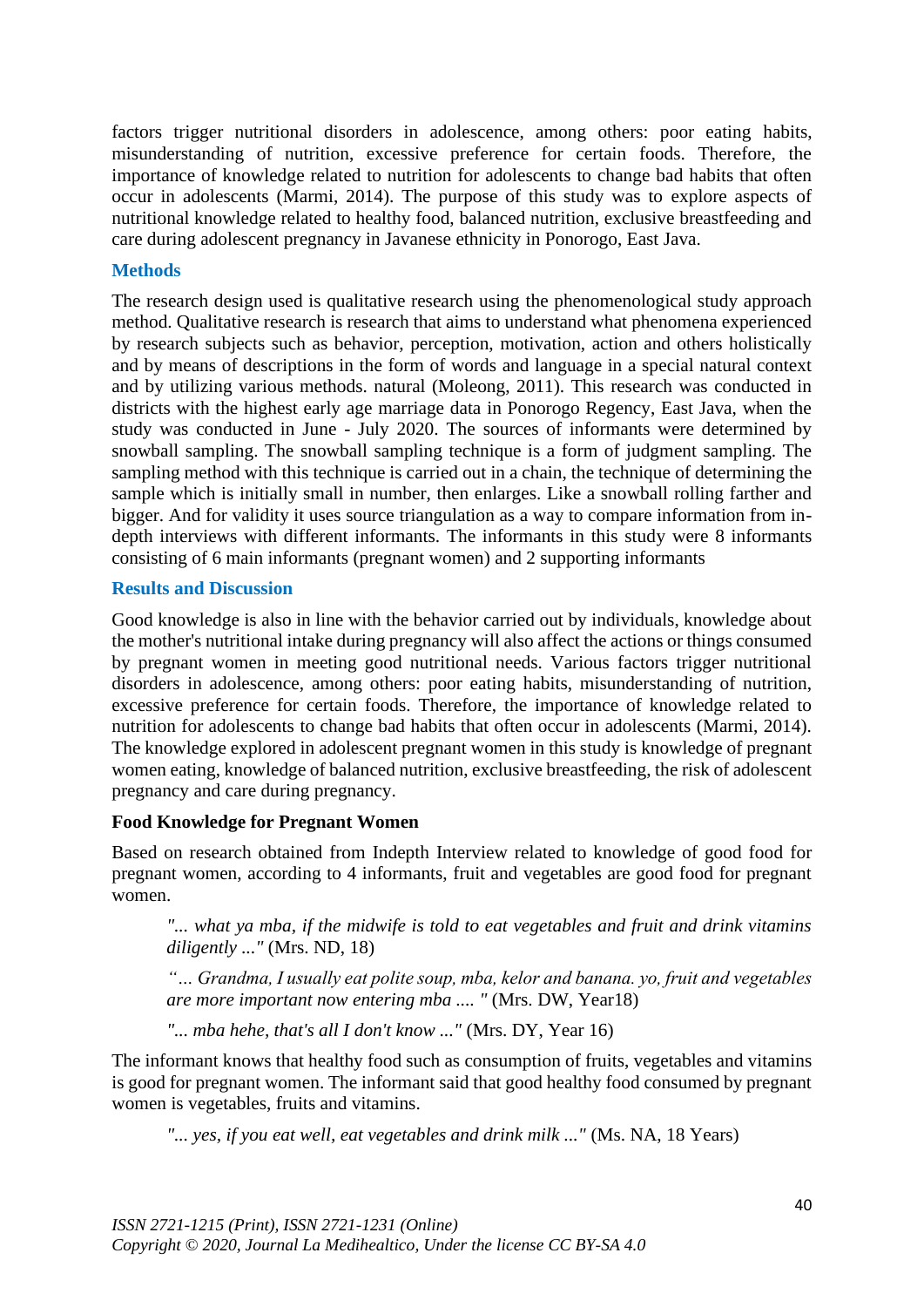factors trigger nutritional disorders in adolescence, among others: poor eating habits, misunderstanding of nutrition, excessive preference for certain foods. Therefore, the importance of knowledge related to nutrition for adolescents to change bad habits that often occur in adolescents (Marmi, 2014). The purpose of this study was to explore aspects of nutritional knowledge related to healthy food, balanced nutrition, exclusive breastfeeding and care during adolescent pregnancy in Javanese ethnicity in Ponorogo, East Java.

## Methods

The research design used is qualitative research using the phenomenological study approach method. Qualitative research is research that aims to understand what phenomena experienced by research subjects such as behavior, perception, motivation, action and others holistically and by means of descriptions in the form of words and language in a special natural context and by utilizing various methods. natural (Moleong, 2011). This research was conducted in districts with the highest early age marriage data in Ponorogo Regency, East Java, when the study was conducted in June - July 2020. The sources of informants were determined by snowball sampling. The snowball sampling technique is a form of judgment sampling. The sampling method with this technique is carried out in a chain, the technique of determining the sample which is initially small in number, then enlarges. Like a snowball rolling farther and bigger. And for validity it uses source triangulation as a way to compare information from in-depth interviews with different informants. The informants in this study were 8 informants consisting of 6 main informants (pregnant women) and 2 supporting informants

## Results and Discussion

Good knowledge is also in line with the behavior carried out by individuals, knowledge about the mother's nutritional intake during pregnancy will also affect the actions or things consumed by pregnant women in meeting good nutritional needs. Various factors trigger nutritional disorders in adolescence, among others: poor eating habits, misunderstanding of nutrition, excessive preference for certain foods. Therefore, the importance of knowledge related to nutrition for adolescents to change bad habits that often occur in adolescents (Marmi, 2014). The knowledge explored in adolescent pregnant women in this study is knowledge of pregnant women eating, knowledge of balanced nutrition, exclusive breastfeeding, the risk of adolescent pregnancy and care during pregnancy.

### Food Knowledge for Pregnant Women

Based on research obtained from Indepth Interview related to knowledge of good food for pregnant women, according to 4 informants, fruit and vegetables are good food for pregnant women.

> *"... what ya mba, if the midwife is told to eat vegetables and fruit and drink vitamins diligently ..."* (Mrs. ND, 18)
>
> *"… Grandma, I usually eat polite soup, mba, kelor and banana. yo, fruit and vegetables are more important now entering mba .... "* (Mrs. DW, Year18)
>
> *"... mba hehe, that's all I don't know ..."* (Mrs. DY, Year 16)

The informant knows that healthy food such as consumption of fruits, vegetables and vitamins is good for pregnant women. The informant said that good healthy food consumed by pregnant women is vegetables, fruits and vitamins.

> *"... yes, if you eat well, eat vegetables and drink milk ..."* (Ms. NA, 18 Years)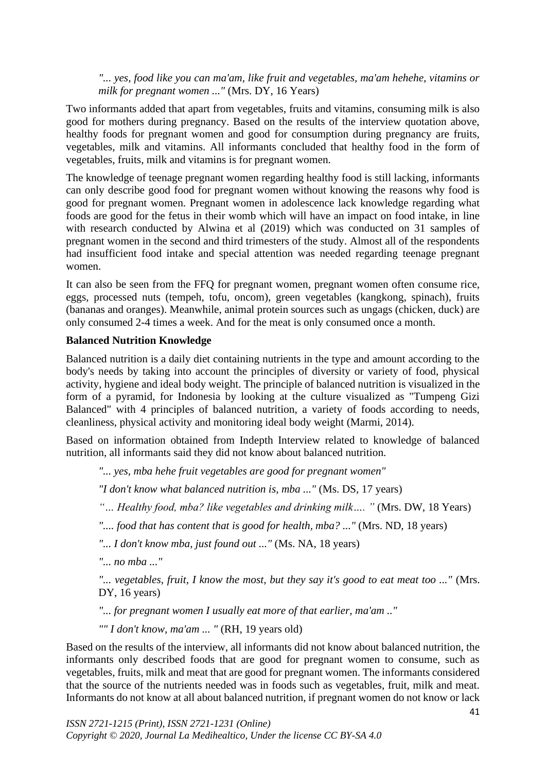*"... yes, food like you can ma'am, like fruit and vegetables, ma'am hehehe, vitamins or milk for pregnant women ..."* (Mrs. DY, 16 Years)

Two informants added that apart from vegetables, fruits and vitamins, consuming milk is also good for mothers during pregnancy. Based on the results of the interview quotation above, healthy foods for pregnant women and good for consumption during pregnancy are fruits, vegetables, milk and vitamins. All informants concluded that healthy food in the form of vegetables, fruits, milk and vitamins is for pregnant women.

The knowledge of teenage pregnant women regarding healthy food is still lacking, informants can only describe good food for pregnant women without knowing the reasons why food is good for pregnant women. Pregnant women in adolescence lack knowledge regarding what foods are good for the fetus in their womb which will have an impact on food intake, in line with research conducted by Alwina et al (2019) which was conducted on 31 samples of pregnant women in the second and third trimesters of the study. Almost all of the respondents had insufficient food intake and special attention was needed regarding teenage pregnant women.

It can also be seen from the FFQ for pregnant women, pregnant women often consume rice, eggs, processed nuts (tempeh, tofu, oncom), green vegetables (kangkong, spinach), fruits (bananas and oranges). Meanwhile, animal protein sources such as ungags (chicken, duck) are only consumed 2-4 times a week. And for the meat is only consumed once a month.

**Balanced Nutrition Knowledge**

Balanced nutrition is a daily diet containing nutrients in the type and amount according to the body's needs by taking into account the principles of diversity or variety of food, physical activity, hygiene and ideal body weight. The principle of balanced nutrition is visualized in the form of a pyramid, for Indonesia by looking at the culture visualized as "Tumpeng Gizi Balanced" with 4 principles of balanced nutrition, a variety of foods according to needs, cleanliness, physical activity and monitoring ideal body weight (Marmi, 2014).

Based on information obtained from Indepth Interview related to knowledge of balanced nutrition, all informants said they did not know about balanced nutrition.

*"... yes, mba hehe fruit vegetables are good for pregnant women"*

*"I don't know what balanced nutrition is, mba ..."* (Ms. DS, 17 years)

*"… Healthy food, mba? like vegetables and drinking milk…. "* (Mrs. DW, 18 Years)

*".... food that has content that is good for health, mba? ..."* (Mrs. ND, 18 years)

*"... I don't know mba, just found out ..."* (Ms. NA, 18 years)

*"... no mba ..."*

*"... vegetables, fruit, I know the most, but they say it's good to eat meat too ..."* (Mrs. DY, 16 years)

*"... for pregnant women I usually eat more of that earlier, ma'am .."*

*"" I don't know, ma'am ... "* (RH, 19 years old)

Based on the results of the interview, all informants did not know about balanced nutrition, the informants only described foods that are good for pregnant women to consume, such as vegetables, fruits, milk and meat that are good for pregnant women. The informants considered that the source of the nutrients needed was in foods such as vegetables, fruit, milk and meat. Informants do not know at all about balanced nutrition, if pregnant women do not know or lack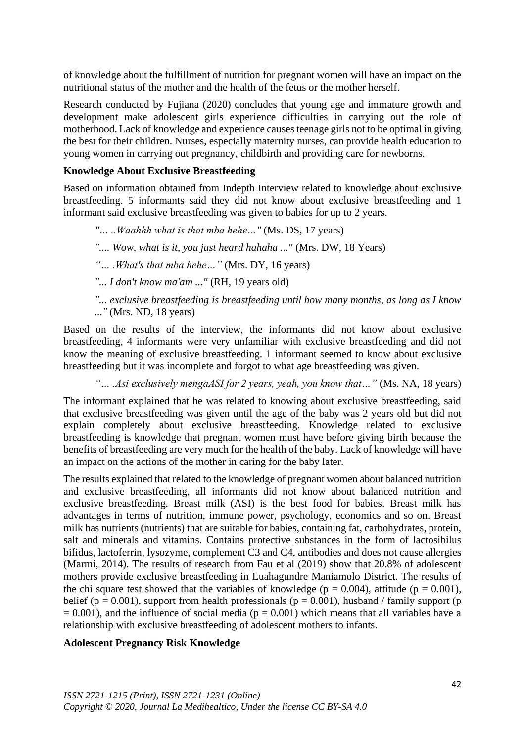of knowledge about the fulfillment of nutrition for pregnant women will have an impact on the nutritional status of the mother and the health of the fetus or the mother herself.

Research conducted by Fujiana (2020) concludes that young age and immature growth and development make adolescent girls experience difficulties in carrying out the role of motherhood. Lack of knowledge and experience causes teenage girls not to be optimal in giving the best for their children. Nurses, especially maternity nurses, can provide health education to young women in carrying out pregnancy, childbirth and providing care for newborns.

**Knowledge About Exclusive Breastfeeding**

Based on information obtained from Indepth Interview related to knowledge about exclusive breastfeeding. 5 informants said they did not know about exclusive breastfeeding and 1 informant said exclusive breastfeeding was given to babies for up to 2 years.

> *"... ..Waahhh what is that mba hehe…"* (Ms. DS, 17 years)
>
> *".... Wow, what is it, you just heard hahaha ..."* (Mrs. DW, 18 Years)
>
> *"… .What's that mba hehe…"* (Mrs. DY, 16 years)
>
> *"... I don't know ma'am ..."* (RH, 19 years old)
>
> *"... exclusive breastfeeding is breastfeeding until how many months, as long as I know ..."* (Mrs. ND, 18 years)

Based on the results of the interview, the informants did not know about exclusive breastfeeding, 4 informants were very unfamiliar with exclusive breastfeeding and did not know the meaning of exclusive breastfeeding. 1 informant seemed to know about exclusive breastfeeding but it was incomplete and forgot to what age breastfeeding was given.

> *"… .Asi exclusively mengaASI for 2 years, yeah, you know that…"* (Ms. NA, 18 years)

The informant explained that he was related to knowing about exclusive breastfeeding, said that exclusive breastfeeding was given until the age of the baby was 2 years old but did not explain completely about exclusive breastfeeding. Knowledge related to exclusive breastfeeding is knowledge that pregnant women must have before giving birth because the benefits of breastfeeding are very much for the health of the baby. Lack of knowledge will have an impact on the actions of the mother in caring for the baby later.

The results explained that related to the knowledge of pregnant women about balanced nutrition and exclusive breastfeeding, all informants did not know about balanced nutrition and exclusive breastfeeding. Breast milk (ASI) is the best food for babies. Breast milk has advantages in terms of nutrition, immune power, psychology, economics and so on. Breast milk has nutrients (nutrients) that are suitable for babies, containing fat, carbohydrates, protein, salt and minerals and vitamins. Contains protective substances in the form of lactosibilus bifidus, lactoferrin, lysozyme, complement C3 and C4, antibodies and does not cause allergies (Marmi, 2014). The results of research from Fau et al (2019) show that 20.8% of adolescent mothers provide exclusive breastfeeding in Luahagundre Maniamolo District. The results of the chi square test showed that the variables of knowledge ($p = 0.004$), attitude ($p = 0.001$), belief ($p = 0.001$), support from health professionals ($p = 0.001$), husband / family support ($p = 0.001$), and the influence of social media ($p = 0.001$) which means that all variables have a relationship with exclusive breastfeeding of adolescent mothers to infants.

**Adolescent Pregnancy Risk Knowledge**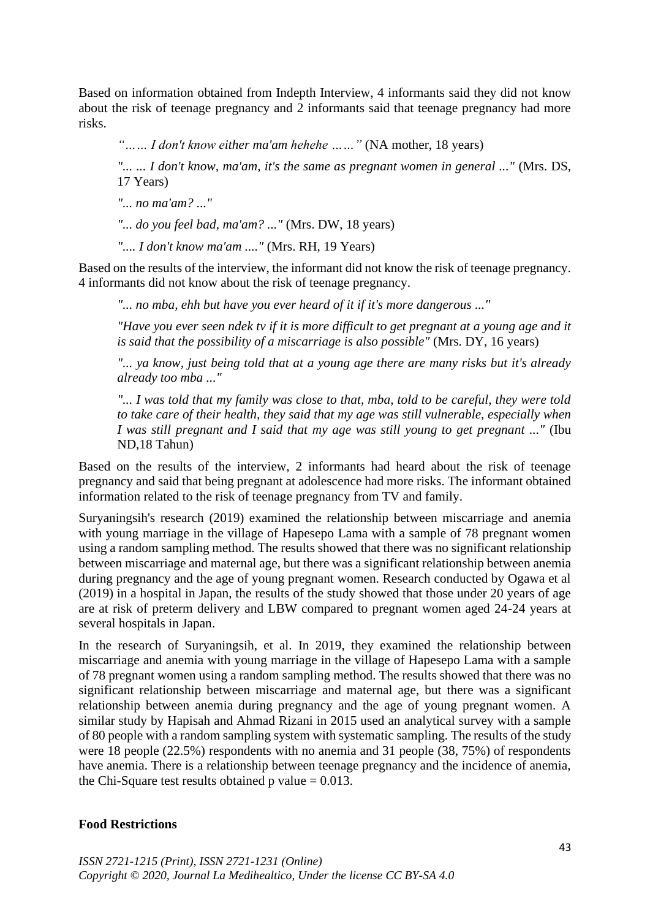Based on information obtained from Indepth Interview, 4 informants said they did not know about the risk of teenage pregnancy and 2 informants said that teenage pregnancy had more risks.

> *"…… I don't know either ma'am hehehe ……"* (NA mother, 18 years)
>
> *"... ... I don't know, ma'am, it's the same as pregnant women in general ..."* (Mrs. DS, 17 Years)
>
> *"... no ma'am? ..."*
>
> *"... do you feel bad, ma'am? ..."* (Mrs. DW, 18 years)
>
> *".... I don't know ma'am ...."* (Mrs. RH, 19 Years)

Based on the results of the interview, the informant did not know the risk of teenage pregnancy. 4 informants did not know about the risk of teenage pregnancy.

> *"... no mba, ehh but have you ever heard of it if it's more dangerous ..."*
>
> *"Have you ever seen ndek tv if it is more difficult to get pregnant at a young age and it is said that the possibility of a miscarriage is also possible"* (Mrs. DY, 16 years)
>
> *"... ya know, just being told that at a young age there are many risks but it's already already too mba ..."*
>
> *"... I was told that my family was close to that, mba, told to be careful, they were told to take care of their health, they said that my age was still vulnerable, especially when I was still pregnant and I said that my age was still young to get pregnant ..."* (Ibu ND,18 Tahun)

Based on the results of the interview, 2 informants had heard about the risk of teenage pregnancy and said that being pregnant at adolescence had more risks. The informant obtained information related to the risk of teenage pregnancy from TV and family.

Suryaningsih's research (2019) examined the relationship between miscarriage and anemia with young marriage in the village of Hapesepo Lama with a sample of 78 pregnant women using a random sampling method. The results showed that there was no significant relationship between miscarriage and maternal age, but there was a significant relationship between anemia during pregnancy and the age of young pregnant women. Research conducted by Ogawa et al (2019) in a hospital in Japan, the results of the study showed that those under 20 years of age are at risk of preterm delivery and LBW compared to pregnant women aged 24-24 years at several hospitals in Japan.

In the research of Suryaningsih, et al. In 2019, they examined the relationship between miscarriage and anemia with young marriage in the village of Hapesepo Lama with a sample of 78 pregnant women using a random sampling method. The results showed that there was no significant relationship between miscarriage and maternal age, but there was a significant relationship between anemia during pregnancy and the age of young pregnant women. A similar study by Hapisah and Ahmad Rizani in 2015 used an analytical survey with a sample of 80 people with a random sampling system with systematic sampling. The results of the study were 18 people (22.5%) respondents with no anemia and 31 people (38, 75%) of respondents have anemia. There is a relationship between teenage pregnancy and the incidence of anemia, the Chi-Square test results obtained p value = 0.013.

**Food Restrictions**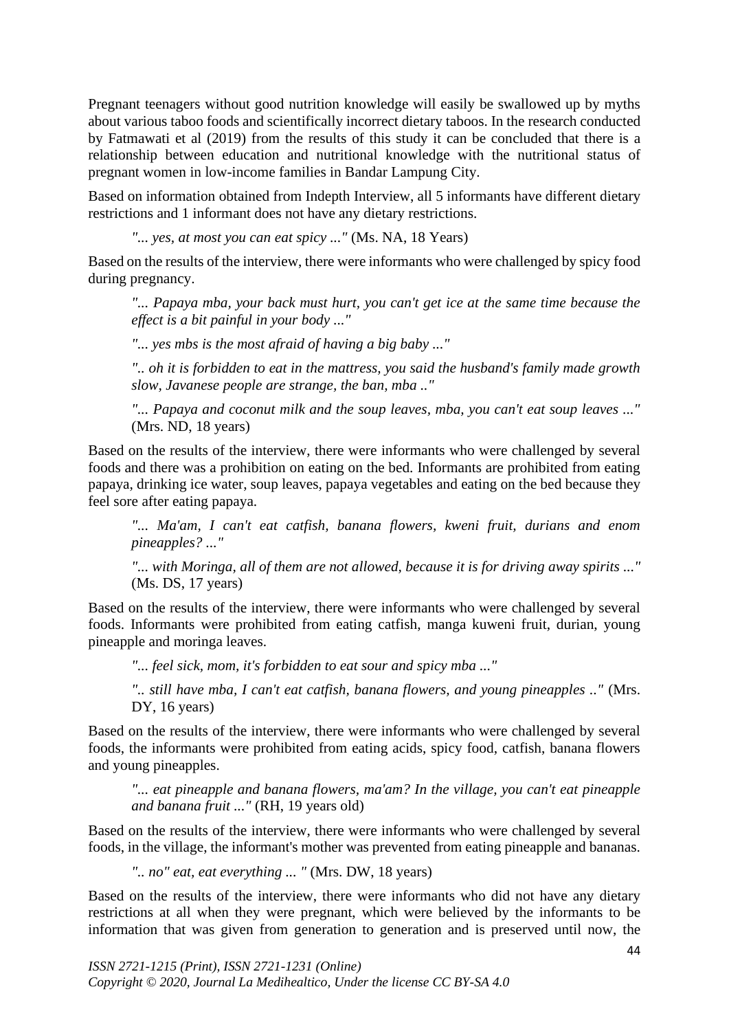Pregnant teenagers without good nutrition knowledge will easily be swallowed up by myths about various taboo foods and scientifically incorrect dietary taboos. In the research conducted by Fatmawati et al (2019) from the results of this study it can be concluded that there is a relationship between education and nutritional knowledge with the nutritional status of pregnant women in low-income families in Bandar Lampung City.

Based on information obtained from Indepth Interview, all 5 informants have different dietary restrictions and 1 informant does not have any dietary restrictions.

> *"... yes, at most you can eat spicy ..."* (Ms. NA, 18 Years)

Based on the results of the interview, there were informants who were challenged by spicy food during pregnancy.

> *"... Papaya mba, your back must hurt, you can't get ice at the same time because the effect is a bit painful in your body ..."*
>
> *"... yes mbs is the most afraid of having a big baby ..."*
>
> *".. oh it is forbidden to eat in the mattress, you said the husband's family made growth slow, Javanese people are strange, the ban, mba .."*
>
> *"... Papaya and coconut milk and the soup leaves, mba, you can't eat soup leaves ..."* (Mrs. ND, 18 years)

Based on the results of the interview, there were informants who were challenged by several foods and there was a prohibition on eating on the bed. Informants are prohibited from eating papaya, drinking ice water, soup leaves, papaya vegetables and eating on the bed because they feel sore after eating papaya.

> *"... Ma'am, I can't eat catfish, banana flowers, kweni fruit, durians and enom pineapples? ..."*
>
> *"... with Moringa, all of them are not allowed, because it is for driving away spirits ..."* (Ms. DS, 17 years)

Based on the results of the interview, there were informants who were challenged by several foods. Informants were prohibited from eating catfish, manga kuweni fruit, durian, young pineapple and moringa leaves.

> *"... feel sick, mom, it's forbidden to eat sour and spicy mba ..."*
>
> *".. still have mba, I can't eat catfish, banana flowers, and young pineapples .."* (Mrs. DY, 16 years)

Based on the results of the interview, there were informants who were challenged by several foods, the informants were prohibited from eating acids, spicy food, catfish, banana flowers and young pineapples.

> *"... eat pineapple and banana flowers, ma'am? In the village, you can't eat pineapple and banana fruit ..."* (RH, 19 years old)

Based on the results of the interview, there were informants who were challenged by several foods, in the village, the informant's mother was prevented from eating pineapple and bananas.

> *".. no" eat, eat everything ... "* (Mrs. DW, 18 years)

Based on the results of the interview, there were informants who did not have any dietary restrictions at all when they were pregnant, which were believed by the informants to be information that was given from generation to generation and is preserved until now, the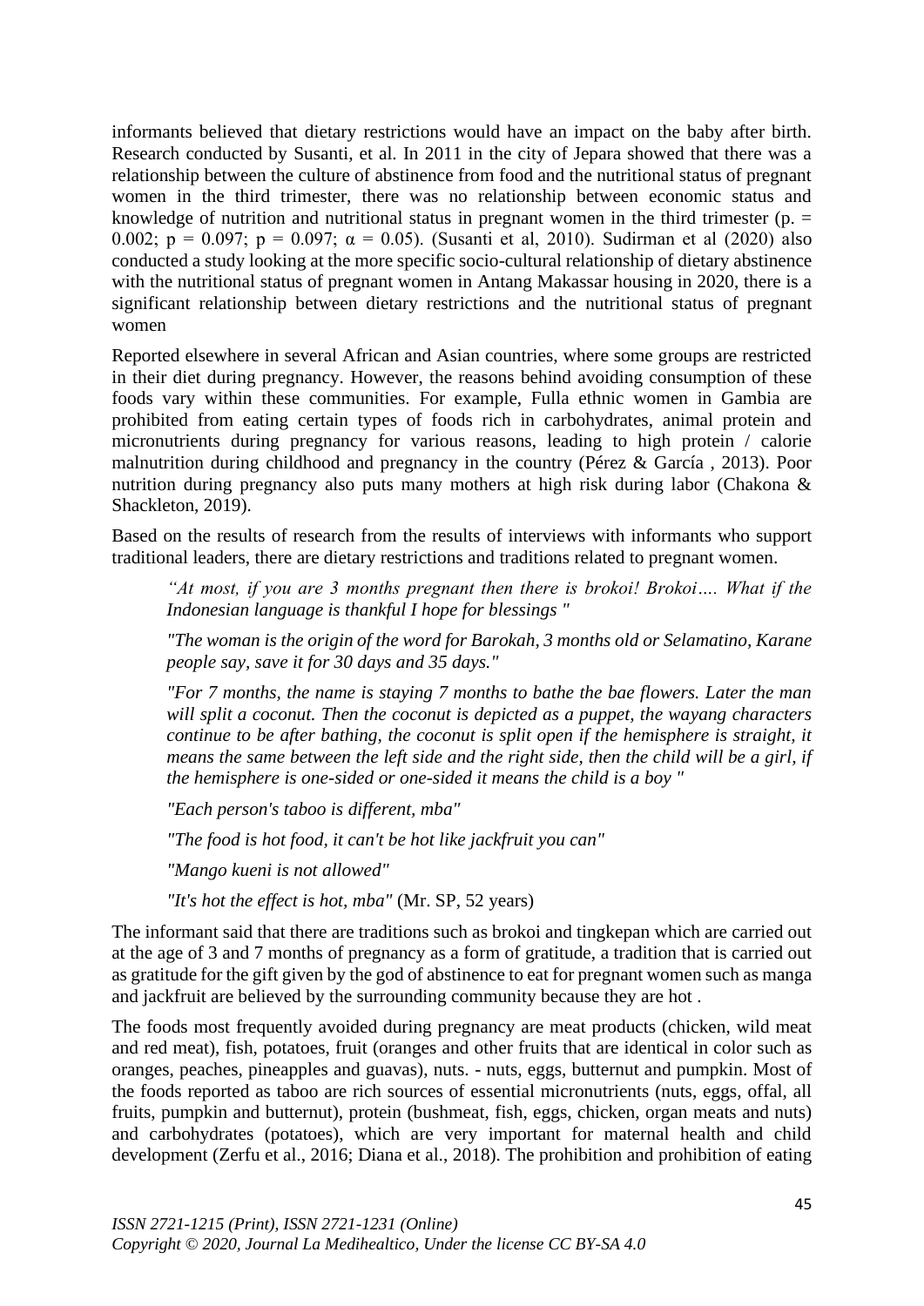informants believed that dietary restrictions would have an impact on the baby after birth. Research conducted by Susanti, et al. In 2011 in the city of Jepara showed that there was a relationship between the culture of abstinence from food and the nutritional status of pregnant women in the third trimester, there was no relationship between economic status and knowledge of nutrition and nutritional status in pregnant women in the third trimester (p. = 0.002; p = 0.097; p = 0.097; α = 0.05). (Susanti et al, 2010). Sudirman et al (2020) also conducted a study looking at the more specific socio-cultural relationship of dietary abstinence with the nutritional status of pregnant women in Antang Makassar housing in 2020, there is a significant relationship between dietary restrictions and the nutritional status of pregnant women

Reported elsewhere in several African and Asian countries, where some groups are restricted in their diet during pregnancy. However, the reasons behind avoiding consumption of these foods vary within these communities. For example, Fulla ethnic women in Gambia are prohibited from eating certain types of foods rich in carbohydrates, animal protein and micronutrients during pregnancy for various reasons, leading to high protein / calorie malnutrition during childhood and pregnancy in the country (Pérez & García , 2013). Poor nutrition during pregnancy also puts many mothers at high risk during labor (Chakona & Shackleton, 2019).

Based on the results of research from the results of interviews with informants who support traditional leaders, there are dietary restrictions and traditions related to pregnant women.

> *"At most, if you are 3 months pregnant then there is brokoi! Brokoi…. What if the Indonesian language is thankful I hope for blessings "*
>
> *"The woman is the origin of the word for Barokah, 3 months old or Selamatino, Karane people say, save it for 30 days and 35 days."*
>
> *"For 7 months, the name is staying 7 months to bathe the bae flowers. Later the man will split a coconut. Then the coconut is depicted as a puppet, the wayang characters continue to be after bathing, the coconut is split open if the hemisphere is straight, it means the same between the left side and the right side, then the child will be a girl, if the hemisphere is one-sided or one-sided it means the child is a boy "*
>
> *"Each person's taboo is different, mba"*
>
> *"The food is hot food, it can't be hot like jackfruit you can"*
>
> *"Mango kueni is not allowed"*
>
> *"It's hot the effect is hot, mba"* (Mr. SP, 52 years)

The informant said that there are traditions such as brokoi and tingkepan which are carried out at the age of 3 and 7 months of pregnancy as a form of gratitude, a tradition that is carried out as gratitude for the gift given by the god of abstinence to eat for pregnant women such as manga and jackfruit are believed by the surrounding community because they are hot .

The foods most frequently avoided during pregnancy are meat products (chicken, wild meat and red meat), fish, potatoes, fruit (oranges and other fruits that are identical in color such as oranges, peaches, pineapples and guavas), nuts. - nuts, eggs, butternut and pumpkin. Most of the foods reported as taboo are rich sources of essential micronutrients (nuts, eggs, offal, all fruits, pumpkin and butternut), protein (bushmeat, fish, eggs, chicken, organ meats and nuts) and carbohydrates (potatoes), which are very important for maternal health and child development (Zerfu et al., 2016; Diana et al., 2018). The prohibition and prohibition of eating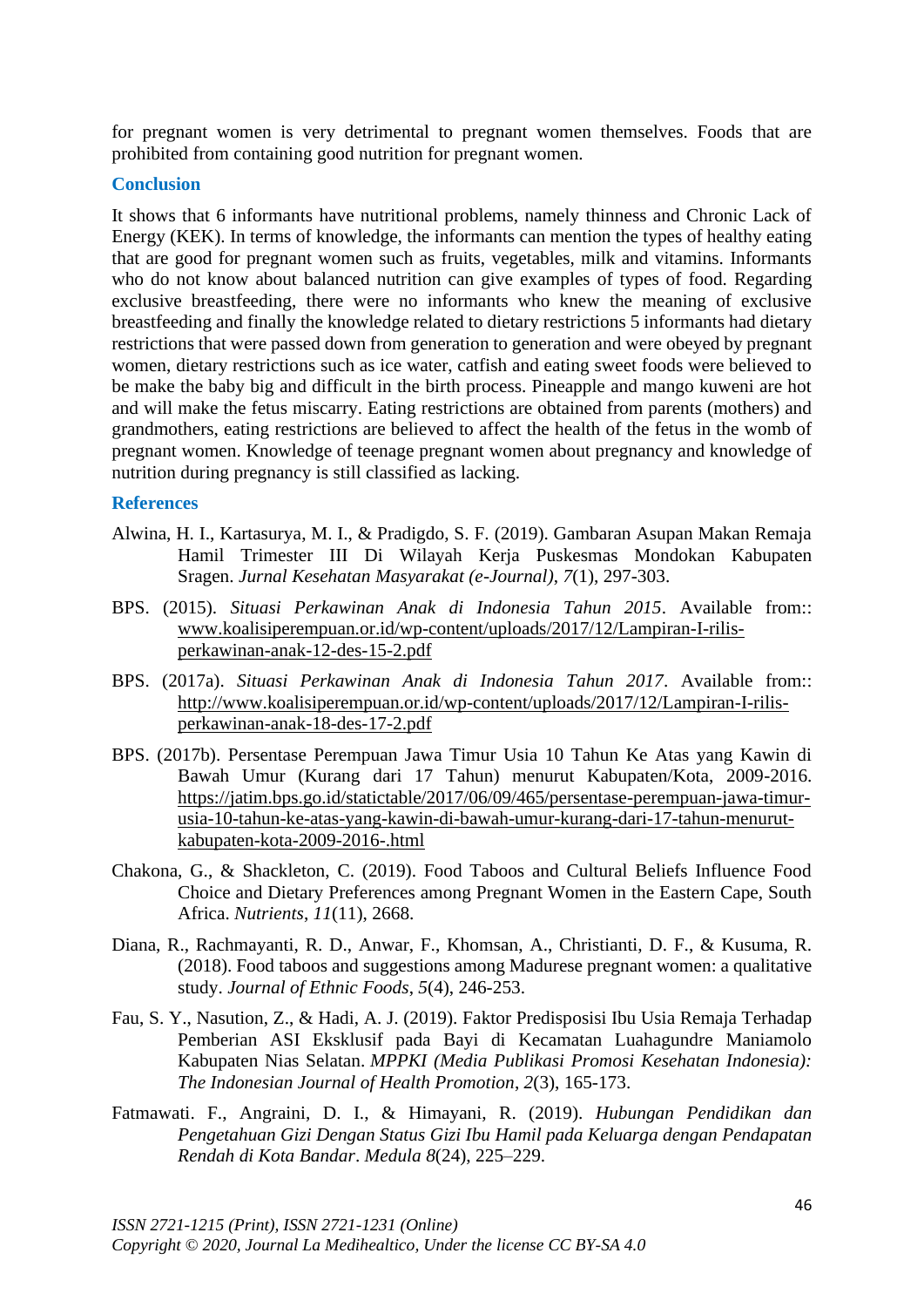for pregnant women is very detrimental to pregnant women themselves. Foods that are prohibited from containing good nutrition for pregnant women.

## Conclusion

It shows that 6 informants have nutritional problems, namely thinness and Chronic Lack of Energy (KEK). In terms of knowledge, the informants can mention the types of healthy eating that are good for pregnant women such as fruits, vegetables, milk and vitamins. Informants who do not know about balanced nutrition can give examples of types of food. Regarding exclusive breastfeeding, there were no informants who knew the meaning of exclusive breastfeeding and finally the knowledge related to dietary restrictions 5 informants had dietary restrictions that were passed down from generation to generation and were obeyed by pregnant women, dietary restrictions such as ice water, catfish and eating sweet foods were believed to be make the baby big and difficult in the birth process. Pineapple and mango kuweni are hot and will make the fetus miscarry. Eating restrictions are obtained from parents (mothers) and grandmothers, eating restrictions are believed to affect the health of the fetus in the womb of pregnant women. Knowledge of teenage pregnant women about pregnancy and knowledge of nutrition during pregnancy is still classified as lacking.

## References

Alwina, H. I., Kartasurya, M. I., & Pradigdo, S. F. (2019). Gambaran Asupan Makan Remaja Hamil Trimester III Di Wilayah Kerja Puskesmas Mondokan Kabupaten Sragen. *Jurnal Kesehatan Masyarakat (e-Journal)*, *7*(1), 297-303.

BPS. (2015). *Situasi Perkawinan Anak di Indonesia Tahun 2015*. Available from:: www.koalisiperempuan.or.id/wp-content/uploads/2017/12/Lampiran-I-rilis-perkawinan-anak-12-des-15-2.pdf

BPS. (2017a). *Situasi Perkawinan Anak di Indonesia Tahun 2017*. Available from:: http://www.koalisiperempuan.or.id/wp-content/uploads/2017/12/Lampiran-I-rilis-perkawinan-anak-18-des-17-2.pdf

BPS. (2017b). Persentase Perempuan Jawa Timur Usia 10 Tahun Ke Atas yang Kawin di Bawah Umur (Kurang dari 17 Tahun) menurut Kabupaten/Kota, 2009-2016. https://jatim.bps.go.id/statictable/2017/06/09/465/persentase-perempuan-jawa-timur-usia-10-tahun-ke-atas-yang-kawin-di-bawah-umur-kurang-dari-17-tahun-menurut-kabupaten-kota-2009-2016-.html

Chakona, G., & Shackleton, C. (2019). Food Taboos and Cultural Beliefs Influence Food Choice and Dietary Preferences among Pregnant Women in the Eastern Cape, South Africa. *Nutrients*, *11*(11), 2668.

Diana, R., Rachmayanti, R. D., Anwar, F., Khomsan, A., Christianti, D. F., & Kusuma, R. (2018). Food taboos and suggestions among Madurese pregnant women: a qualitative study. *Journal of Ethnic Foods*, *5*(4), 246-253.

Fau, S. Y., Nasution, Z., & Hadi, A. J. (2019). Faktor Predisposisi Ibu Usia Remaja Terhadap Pemberian ASI Eksklusif pada Bayi di Kecamatan Luahagundre Maniamolo Kabupaten Nias Selatan. *MPPKI (Media Publikasi Promosi Kesehatan Indonesia): The Indonesian Journal of Health Promotion*, *2*(3), 165-173.

Fatmawati. F., Angraini, D. I., & Himayani, R. (2019). *Hubungan Pendidikan dan Pengetahuan Gizi Dengan Status Gizi Ibu Hamil pada Keluarga dengan Pendapatan Rendah di Kota Bandar*. *Medula 8*(24), 225–229.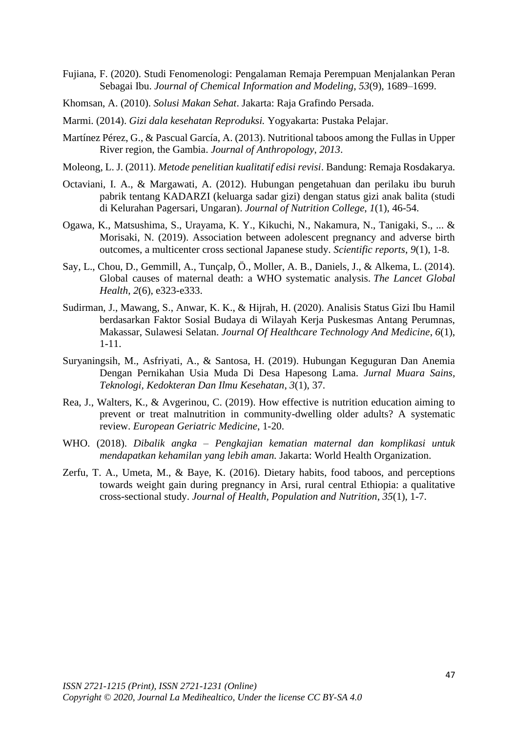Fujiana, F. (2020). Studi Fenomenologi: Pengalaman Remaja Perempuan Menjalankan Peran Sebagai Ibu. *Journal of Chemical Information and Modeling*, *53*(9), 1689–1699.

Khomsan, A. (2010). *Solusi Makan Sehat*. Jakarta: Raja Grafindo Persada.

Marmi. (2014). *Gizi dala kesehatan Reproduksi.* Yogyakarta: Pustaka Pelajar.

Martínez Pérez, G., & Pascual García, A. (2013). Nutritional taboos among the Fullas in Upper River region, the Gambia. *Journal of Anthropology*, *2013*.

Moleong, L. J. (2011). *Metode penelitian kualitatif edisi revisi*. Bandung: Remaja Rosdakarya.

Octaviani, I. A., & Margawati, A. (2012). Hubungan pengetahuan dan perilaku ibu buruh pabrik tentang KADARZI (keluarga sadar gizi) dengan status gizi anak balita (studi di Kelurahan Pagersari, Ungaran). *Journal of Nutrition College*, *1*(1), 46-54.

Ogawa, K., Matsushima, S., Urayama, K. Y., Kikuchi, N., Nakamura, N., Tanigaki, S., ... & Morisaki, N. (2019). Association between adolescent pregnancy and adverse birth outcomes, a multicenter cross sectional Japanese study. *Scientific reports*, *9*(1), 1-8.

Say, L., Chou, D., Gemmill, A., Tunçalp, Ö., Moller, A. B., Daniels, J., & Alkema, L. (2014). Global causes of maternal death: a WHO systematic analysis. *The Lancet Global Health*, *2*(6), e323-e333.

Sudirman, J., Mawang, S., Anwar, K. K., & Hijrah, H. (2020). Analisis Status Gizi Ibu Hamil berdasarkan Faktor Sosial Budaya di Wilayah Kerja Puskesmas Antang Perumnas, Makassar, Sulawesi Selatan. *Journal Of Healthcare Technology And Medicine*, *6*(1), 1-11.

Suryaningsih, M., Asfriyati, A., & Santosa, H. (2019). Hubungan Keguguran Dan Anemia Dengan Pernikahan Usia Muda Di Desa Hapesong Lama. *Jurnal Muara Sains, Teknologi, Kedokteran Dan Ilmu Kesehatan*, *3*(1), 37.

Rea, J., Walters, K., & Avgerinou, C. (2019). How effective is nutrition education aiming to prevent or treat malnutrition in community-dwelling older adults? A systematic review. *European Geriatric Medicine*, 1-20.

WHO. (2018). *Dibalik angka – Pengkajian kematian maternal dan komplikasi untuk mendapatkan kehamilan yang lebih aman.* Jakarta: World Health Organization.

Zerfu, T. A., Umeta, M., & Baye, K. (2016). Dietary habits, food taboos, and perceptions towards weight gain during pregnancy in Arsi, rural central Ethiopia: a qualitative cross-sectional study. *Journal of Health, Population and Nutrition*, *35*(1), 1-7.